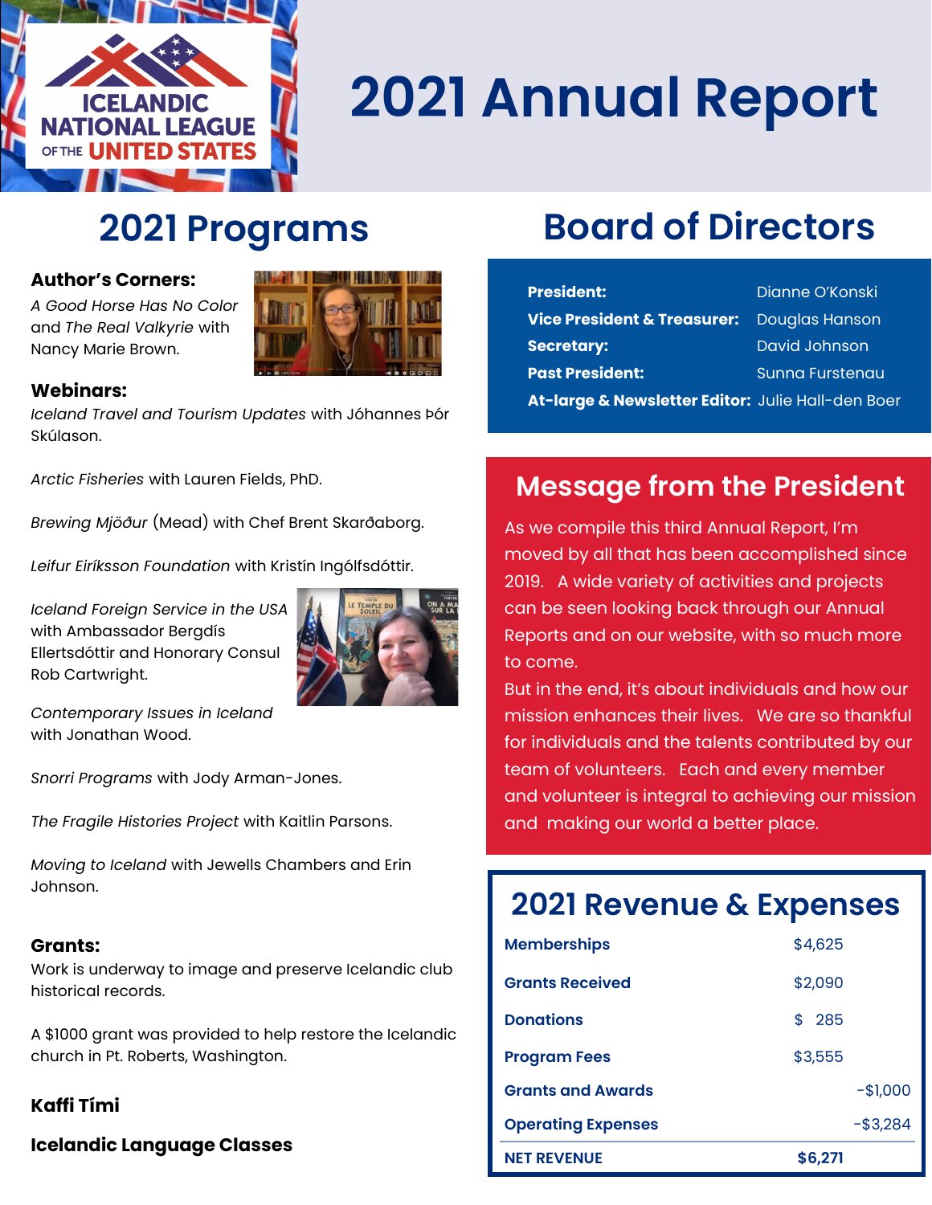ICELANDIC NATIONAL LEAGUE OF THE UNITED STATES

# 2021 Annual Report

## 2021 Programs

**Author's Corners:**
*A Good Horse Has No Color* and *The Real Valkyrie* with Nancy Marie Brown.

**Webinars:**
*Iceland Travel and Tourism Updates* with Jóhannes Þór Skúlason.

*Arctic Fisheries* with Lauren Fields, PhD.

*Brewing Mjöður* (Mead) with Chef Brent Skarðaborg.

*Leifur Eiríksson Foundation* with Kristín Ingólfsdóttir.

*Iceland Foreign Service in the USA* with Ambassador Bergdís Ellertsdóttir and Honorary Consul Rob Cartwright.

*Contemporary Issues in Iceland* with Jonathan Wood.

*Snorri Programs* with Jody Arman-Jones.

*The Fragile Histories Project* with Kaitlin Parsons.

*Moving to Iceland* with Jewells Chambers and Erin Johnson.

**Grants:**
Work is underway to image and preserve Icelandic club historical records.

A $1000 grant was provided to help restore the Icelandic church in Pt. Roberts, Washington.

**Kaffi Tími**

**Icelandic Language Classes**

## Board of Directors

| | |
|---|---|
| **President:** | Dianne O'Konski |
| **Vice President & Treasurer:** | Douglas Hanson |
| **Secretary:** | David Johnson |
| **Past President:** | Sunna Furstenau |
| **At-large & Newsletter Editor:** | Julie Hall-den Boer |

## Message from the President

As we compile this third Annual Report, I'm moved by all that has been accomplished since 2019. A wide variety of activities and projects can be seen looking back through our Annual Reports and on our website, with so much more to come.

But in the end, it's about individuals and how our mission enhances their lives. We are so thankful for individuals and the talents contributed by our team of volunteers. Each and every member and volunteer is integral to achieving our mission and making our world a better place.

## 2021 Revenue & Expenses

| | | |
|---|---|---|
| **Memberships** | $4,625 | |
| **Grants Received** | $2,090 | |
| **Donations** | $ 285 | |
| **Program Fees** | $3,555 | |
| **Grants and Awards** | | -$1,000 |
| **Operating Expenses** | | -$3,284 |
| **NET REVENUE** | **$6,271** | |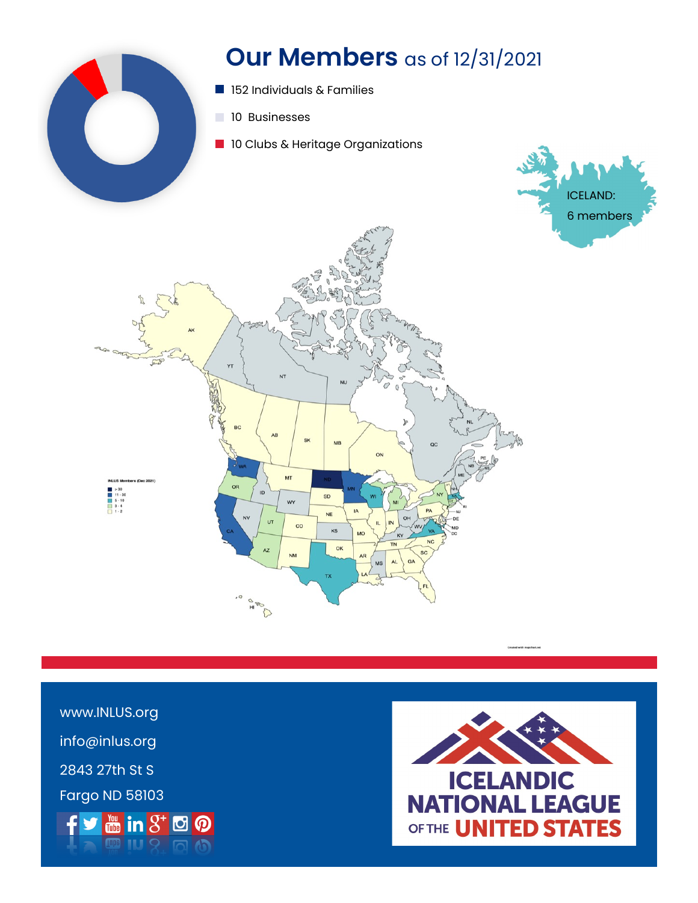# Our Members as of 12/31/2021

- 152 Individuals & Families
- 10 Businesses
- 10 Clubs & Heritage Organizations

ICELAND:
6 members

INLUS Members (Dec 2021)
> 30
11 - 30
5 - 10
3 - 4
1 - 2

AK YT NT NU BC AB SK MB ON QC NL PE NB NS WA MT ND MN ME OR ID SD WI MI NY VT NH MA CT RI WY IA PA NJ DE MD DC NV UT CO NE IL IN OH WV VA CA KS MO KY NC TN SC AZ NM OK AR MS AL GA TX LA FL HI

Created with mapchart.net

www.INLUS.org

info@inlus.org

2843 27th St S

Fargo ND 58103

ICELANDIC NATIONAL LEAGUE OF THE UNITED STATES